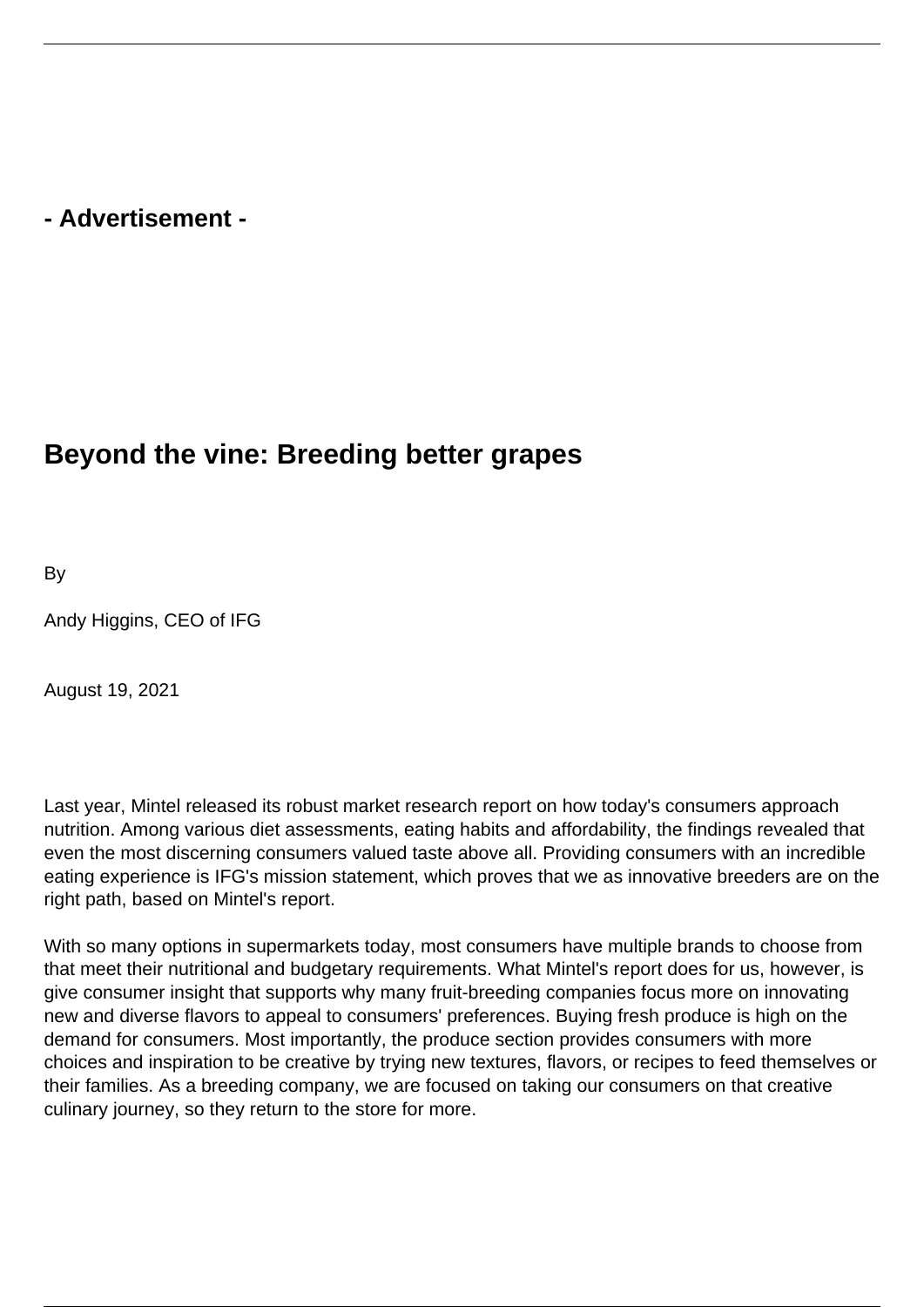- Advertisement -

# Beyond the vine: Breeding better grapes

By

Andy Higgins, CEO of IFG

August 19, 2021

Last year, Mintel released its robust market research report on how today's consumers approach nutrition. Among various diet assessments, eating habits and affordability, the findings revealed that even the most discerning consumers valued taste above all. Providing consumers with an incredible eating experience is IFG's mission statement, which proves that we as innovative breeders are on the right path, based on Mintel's report.

With so many options in supermarkets today, most consumers have multiple brands to choose from that meet their nutritional and budgetary requirements. What Mintel's report does for us, however, is give consumer insight that supports why many fruit-breeding companies focus more on innovating new and diverse flavors to appeal to consumers' preferences. Buying fresh produce is high on the demand for consumers. Most importantly, the produce section provides consumers with more choices and inspiration to be creative by trying new textures, flavors, or recipes to feed themselves or their families. As a breeding company, we are focused on taking our consumers on that creative culinary journey, so they return to the store for more.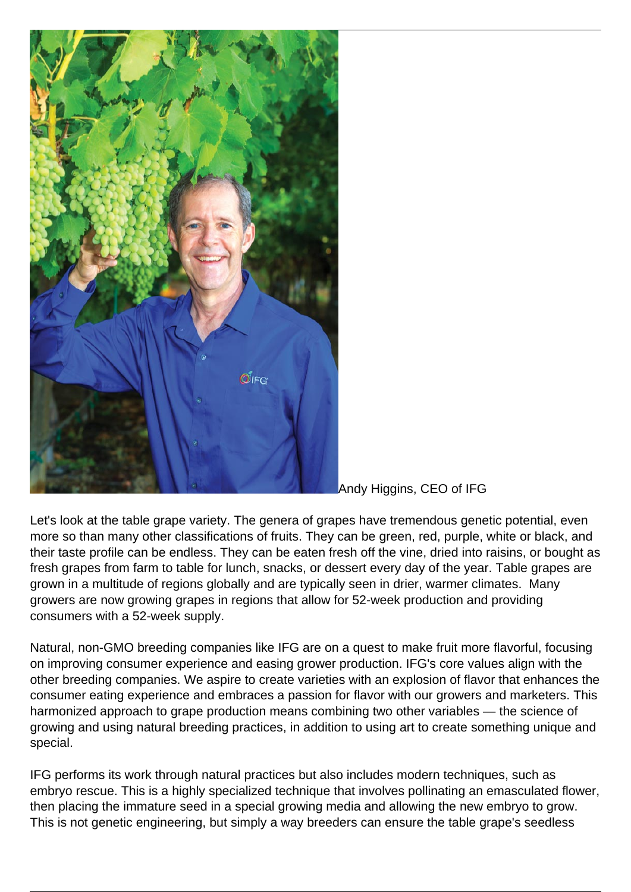Andy Higgins, CEO of IFG

Let's look at the table grape variety. The genera of grapes have tremendous genetic potential, even more so than many other classifications of fruits. They can be green, red, purple, white or black, and their taste profile can be endless. They can be eaten fresh off the vine, dried into raisins, or bought as fresh grapes from farm to table for lunch, snacks, or dessert every day of the year. Table grapes are grown in a multitude of regions globally and are typically seen in drier, warmer climates. Many growers are now growing grapes in regions that allow for 52-week production and providing consumers with a 52-week supply.

Natural, non-GMO breeding companies like IFG are on a quest to make fruit more flavorful, focusing on improving consumer experience and easing grower production. IFG's core values align with the other breeding companies. We aspire to create varieties with an explosion of flavor that enhances the consumer eating experience and embraces a passion for flavor with our growers and marketers. This harmonized approach to grape production means combining two other variables — the science of growing and using natural breeding practices, in addition to using art to create something unique and special.

IFG performs its work through natural practices but also includes modern techniques, such as embryo rescue. This is a highly specialized technique that involves pollinating an emasculated flower, then placing the immature seed in a special growing media and allowing the new embryo to grow. This is not genetic engineering, but simply a way breeders can ensure the table grape's seedless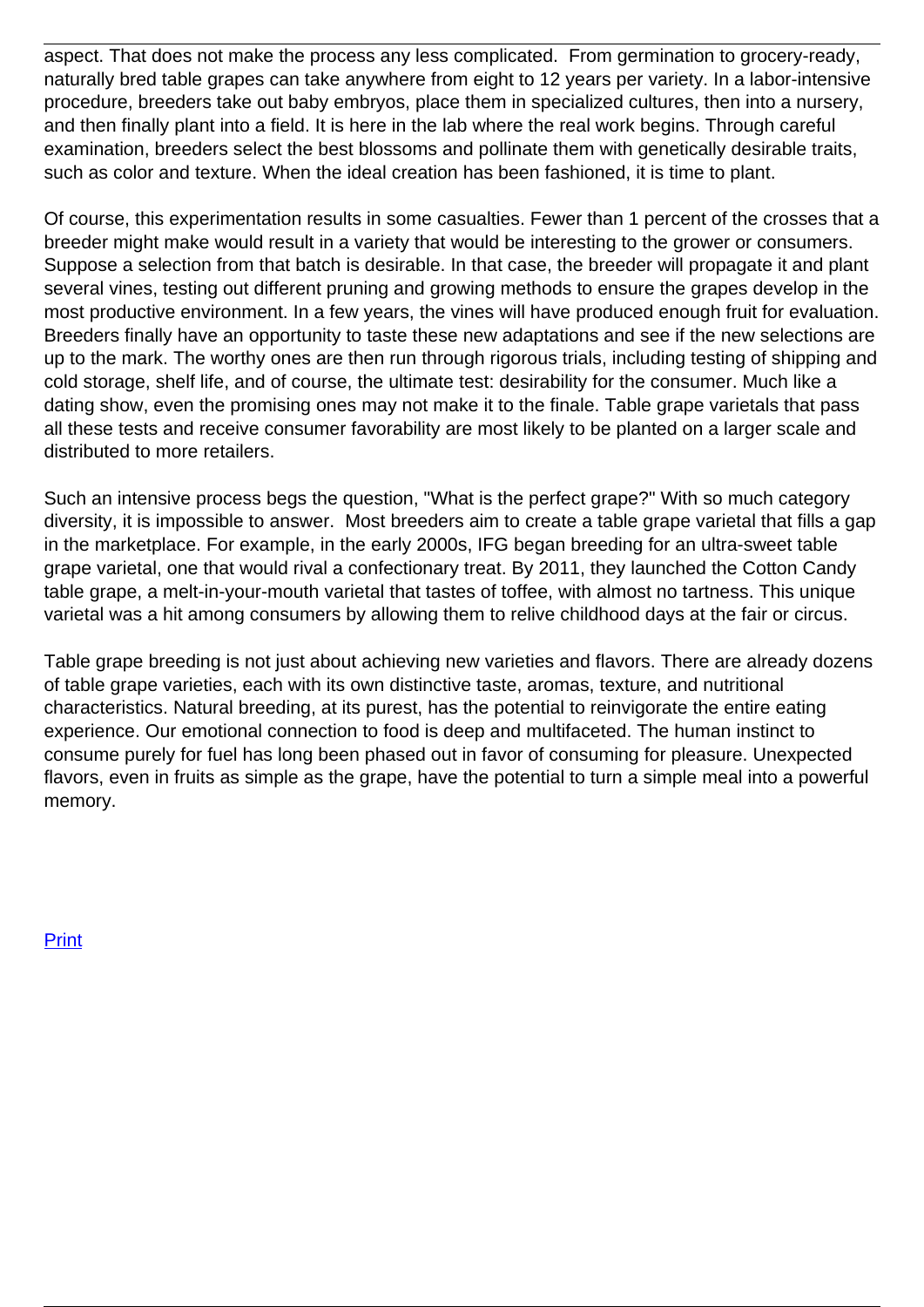aspect. That does not make the process any less complicated. From germination to grocery-ready, naturally bred table grapes can take anywhere from eight to 12 years per variety. In a labor-intensive procedure, breeders take out baby embryos, place them in specialized cultures, then into a nursery, and then finally plant into a field. It is here in the lab where the real work begins. Through careful examination, breeders select the best blossoms and pollinate them with genetically desirable traits, such as color and texture. When the ideal creation has been fashioned, it is time to plant.

Of course, this experimentation results in some casualties. Fewer than 1 percent of the crosses that a breeder might make would result in a variety that would be interesting to the grower or consumers. Suppose a selection from that batch is desirable. In that case, the breeder will propagate it and plant several vines, testing out different pruning and growing methods to ensure the grapes develop in the most productive environment. In a few years, the vines will have produced enough fruit for evaluation. Breeders finally have an opportunity to taste these new adaptations and see if the new selections are up to the mark. The worthy ones are then run through rigorous trials, including testing of shipping and cold storage, shelf life, and of course, the ultimate test: desirability for the consumer. Much like a dating show, even the promising ones may not make it to the finale. Table grape varietals that pass all these tests and receive consumer favorability are most likely to be planted on a larger scale and distributed to more retailers.

Such an intensive process begs the question, "What is the perfect grape?" With so much category diversity, it is impossible to answer. Most breeders aim to create a table grape varietal that fills a gap in the marketplace. For example, in the early 2000s, IFG began breeding for an ultra-sweet table grape varietal, one that would rival a confectionary treat. By 2011, they launched the Cotton Candy table grape, a melt-in-your-mouth varietal that tastes of toffee, with almost no tartness. This unique varietal was a hit among consumers by allowing them to relive childhood days at the fair or circus.

Table grape breeding is not just about achieving new varieties and flavors. There are already dozens of table grape varieties, each with its own distinctive taste, aromas, texture, and nutritional characteristics. Natural breeding, at its purest, has the potential to reinvigorate the entire eating experience. Our emotional connection to food is deep and multifaceted. The human instinct to consume purely for fuel has long been phased out in favor of consuming for pleasure. Unexpected flavors, even in fruits as simple as the grape, have the potential to turn a simple meal into a powerful memory.

Print